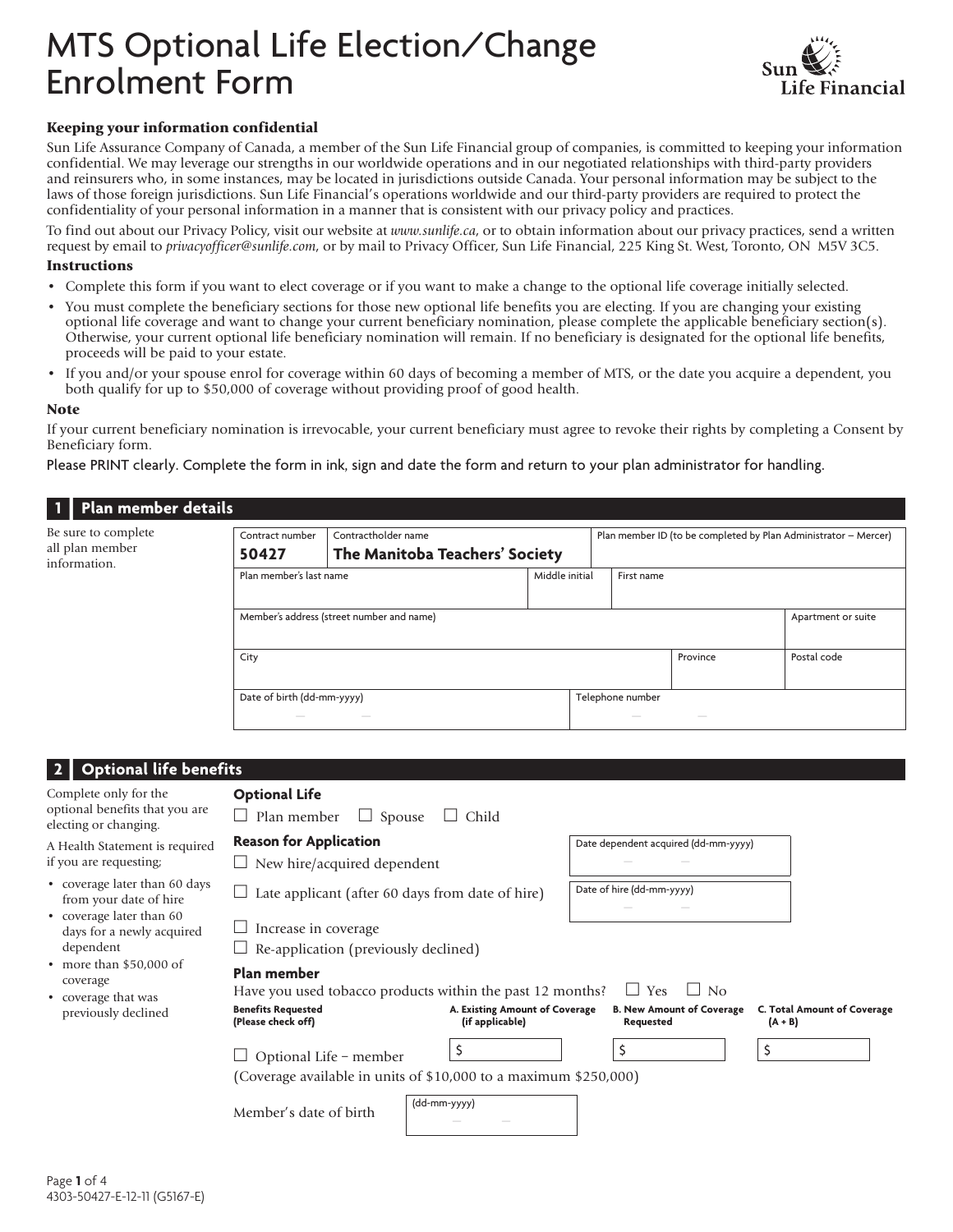# MTS Optional Life Election/Change Enrolment Form

Sun Life Financial

**Keeping your information confidential**

Sun Life Assurance Company of Canada, a member of the Sun Life Financial group of companies, is committed to keeping your information confidential. We may leverage our strengths in our worldwide operations and in our negotiated relationships with third-party providers and reinsurers who, in some instances, may be located in jurisdictions outside Canada. Your personal information may be subject to the laws of those foreign jurisdictions. Sun Life Financial's operations worldwide and our third-party providers are required to protect the confidentiality of your personal information in a manner that is consistent with our privacy policy and practices.

To find out about our Privacy Policy, visit our website at *www.sunlife.ca*, or to obtain information about our privacy practices, send a written request by email to *privacyofficer@sunlife.com*, or by mail to Privacy Officer, Sun Life Financial, 225 King St. West, Toronto, ON M5V 3C5.

**Instructions**

- Complete this form if you want to elect coverage or if you want to make a change to the optional life coverage initially selected.
- You must complete the beneficiary sections for those new optional life benefits you are electing. If you are changing your existing optional life coverage and want to change your current beneficiary nomination, please complete the applicable beneficiary section(s). Otherwise, your current optional life beneficiary nomination will remain. If no beneficiary is designated for the optional life benefits, proceeds will be paid to your estate.
- If you and/or your spouse enrol for coverage within 60 days of becoming a member of MTS, or the date you acquire a dependent, you both qualify for up to $50,000 of coverage without providing proof of good health.

**Note**

If your current beneficiary nomination is irrevocable, your current beneficiary must agree to revoke their rights by completing a Consent by Beneficiary form.

Please PRINT clearly. Complete the form in ink, sign and date the form and return to your plan administrator for handling.

## 1 Plan member details

Be sure to complete all plan member information.

| Contract number | Contractholder name | Plan member ID (to be completed by Plan Administrator – Mercer) |
|---|---|---|
| **50427** | **The Manitoba Teachers' Society** | |

| Plan member's last name | Middle initial | First name |
|---|---|---|
| | | |

| Member's address (street number and name) | Apartment or suite |
|---|---|
| | |

| City | Province | Postal code |
|---|---|---|
| | | |

| Date of birth (dd-mm-yyyy) | Telephone number |
|---|---|
| – – | – – |

## 2 Optional life benefits

Complete only for the optional benefits that you are electing or changing.

A Health Statement is required if you are requesting;

- coverage later than 60 days from your date of hire
- coverage later than 60 days for a newly acquired dependent
- more than $50,000 of coverage
- coverage that was previously declined

**Optional Life**

☐ Plan member ☐ Spouse ☐ Child

**Reason for Application**

☐ New hire/acquired dependent — Date dependent acquired (dd-mm-yyyy): – –

☐ Late applicant (after 60 days from date of hire) — Date of hire (dd-mm-yyyy): – –

☐ Increase in coverage

☐ Re-application (previously declined)

**Plan member**

Have you used tobacco products within the past 12 months? ☐ Yes ☐ No

| Benefits Requested (Please check off) | A. Existing Amount of Coverage (if applicable) | B. New Amount of Coverage Requested | C. Total Amount of Coverage (A + B) |
|---|---|---|---|
| ☐ Optional Life – member | $ | $ | $ |

(Coverage available in units of $10,000 to a maximum $250,000)

Member's date of birth (dd-mm-yyyy): – –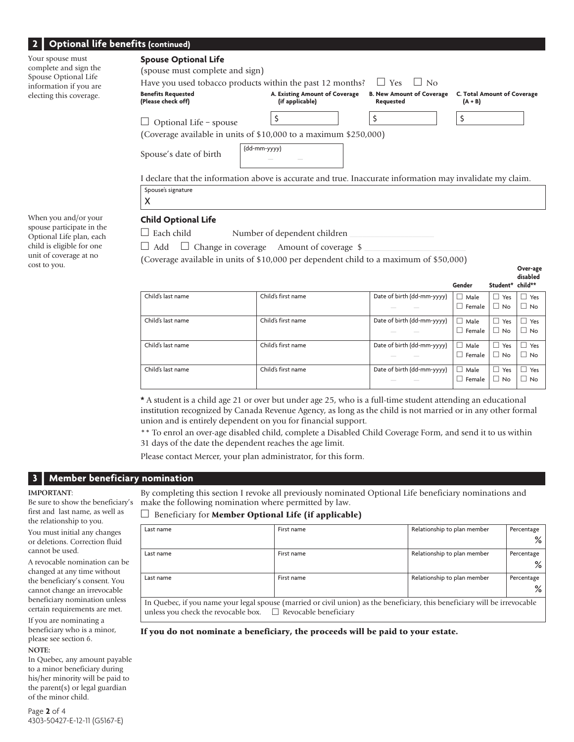## 2 Optional life benefits (continued)

Your spouse must complete and sign the Spouse Optional Life information if you are electing this coverage.

### Spouse Optional Life

(spouse must complete and sign)

Have you used tobacco products within the past 12 months? ☐ Yes ☐ No

| Benefits Requested (Please check off) | A. Existing Amount of Coverage (if applicable) | B. New Amount of Coverage Requested | C. Total Amount of Coverage (A + B) |
|---|---|---|---|
| ☐ Optional Life – spouse | $ | $ | $ |

(Coverage available in units of $10,000 to a maximum $250,000)

Spouse's date of birth (dd-mm-yyyy) ___ – ___ – ___

I declare that the information above is accurate and true. Inaccurate information may invalidate my claim.

Spouse's signature

X

When you and/or your spouse participate in the Optional Life plan, each child is eligible for one unit of coverage at no cost to you.

### Child Optional Life

☐ Each child Number of dependent children ___________

☐ Add ☐ Change in coverage Amount of coverage $ ___________

(Coverage available in units of $10,000 per dependent child to a maximum of $50,000)

| Child's last name | Child's first name | Date of birth (dd-mm-yyyy) | Gender | Student* | Over-age disabled child** |
|---|---|---|---|---|---|
| | | – – | ☐ Male ☐ Female | ☐ Yes ☐ No | ☐ Yes ☐ No |
| | | – – | ☐ Male ☐ Female | ☐ Yes ☐ No | ☐ Yes ☐ No |
| | | – – | ☐ Male ☐ Female | ☐ Yes ☐ No | ☐ Yes ☐ No |
| | | – – | ☐ Male ☐ Female | ☐ Yes ☐ No | ☐ Yes ☐ No |

**\*** A student is a child age 21 or over but under age 25, who is a full-time student attending an educational institution recognized by Canada Revenue Agency, as long as the child is not married or in any other formal union and is entirely dependent on you for financial support.

\*\* To enrol an over-age disabled child, complete a Disabled Child Coverage Form, and send it to us within 31 days of the date the dependent reaches the age limit.

Please contact Mercer, your plan administrator, for this form.

## 3 Member beneficiary nomination

**IMPORTANT**:
Be sure to show the beneficiary's first and last name, as well as the relationship to you.

You must initial any changes or deletions. Correction fluid cannot be used.

A revocable nomination can be changed at any time without the beneficiary's consent. You cannot change an irrevocable beneficiary nomination unless certain requirements are met.

If you are nominating a beneficiary who is a minor, please see section 6.

**NOTE:**
In Quebec, any amount payable to a minor beneficiary during his/her minority will be paid to the parent(s) or legal guardian of the minor child.

By completing this section I revoke all previously nominated Optional Life beneficiary nominations and make the following nomination where permitted by law.

☐ Beneficiary for **Member Optional Life (if applicable)**

| Last name | First name | Relationship to plan member | Percentage |
|---|---|---|---|
| | | | % |
| | | | % |
| | | | % |

In Quebec, if you name your legal spouse (married or civil union) as the beneficiary, this beneficiary will be irrevocable unless you check the revocable box. ☐ Revocable beneficiary

**If you do not nominate a beneficiary, the proceeds will be paid to your estate.**

4303-50427-E-12-11 (G5167-E)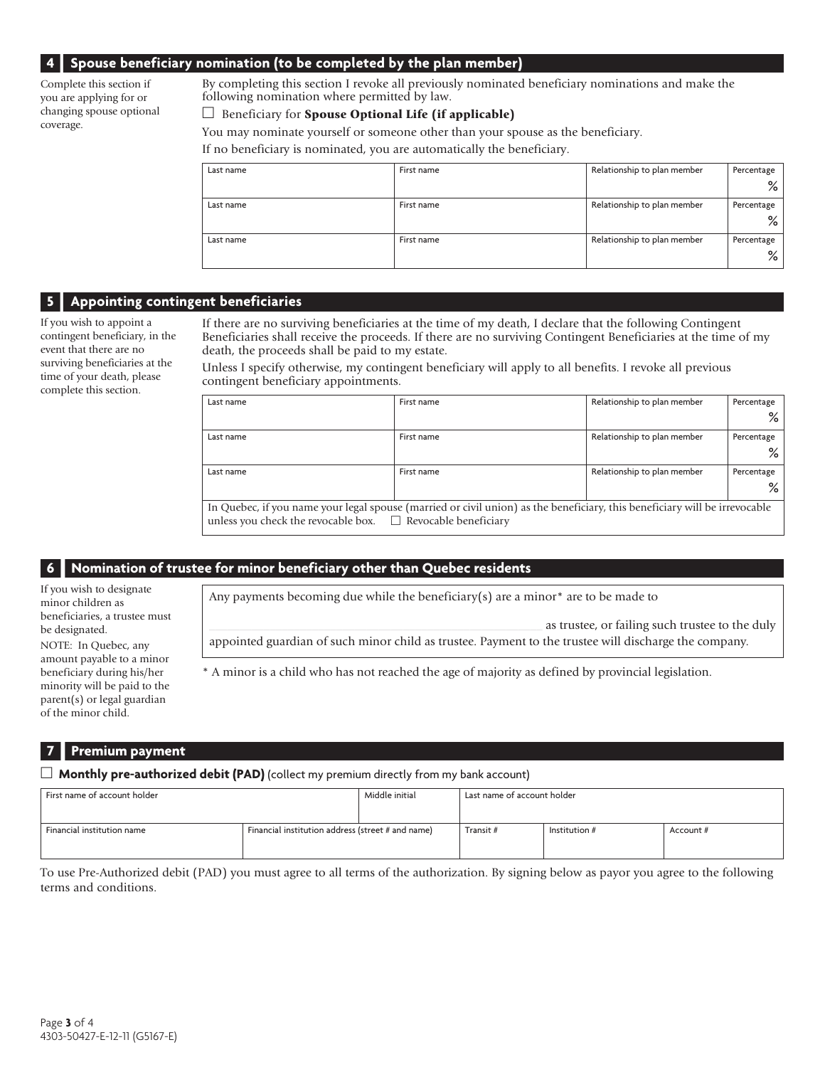## 4 Spouse beneficiary nomination (to be completed by the plan member)

Complete this section if you are applying for or changing spouse optional coverage.

By completing this section I revoke all previously nominated beneficiary nominations and make the following nomination where permitted by law.

☐ Beneficiary for **Spouse Optional Life (if applicable)**

You may nominate yourself or someone other than your spouse as the beneficiary.

If no beneficiary is nominated, you are automatically the beneficiary.

| Last name | First name | Relationship to plan member | Percentage |
|---|---|---|---|
| | | | % |
| | | | % |
| | | | % |

## 5 Appointing contingent beneficiaries

If you wish to appoint a contingent beneficiary, in the event that there are no surviving beneficiaries at the time of your death, please complete this section.

If there are no surviving beneficiaries at the time of my death, I declare that the following Contingent Beneficiaries shall receive the proceeds. If there are no surviving Contingent Beneficiaries at the time of my death, the proceeds shall be paid to my estate.

Unless I specify otherwise, my contingent beneficiary will apply to all benefits. I revoke all previous contingent beneficiary appointments.

| Last name | First name | Relationship to plan member | Percentage |
|---|---|---|---|
| | | | % |
| | | | % |
| | | | % |

In Quebec, if you name your legal spouse (married or civil union) as the beneficiary, this beneficiary will be irrevocable unless you check the revocable box. ☐ Revocable beneficiary

## 6 Nomination of trustee for minor beneficiary other than Quebec residents

If you wish to designate minor children as beneficiaries, a trustee must be designated.

NOTE: In Quebec, any amount payable to a minor beneficiary during his/her minority will be paid to the parent(s) or legal guardian of the minor child.

Any payments becoming due while the beneficiary(s) are a minor* are to be made to

\_\_\_\_\_\_\_\_\_\_\_\_\_\_\_\_\_\_\_\_\_\_\_\_\_\_\_\_\_\_ as trustee, or failing such trustee to the duly appointed guardian of such minor child as trustee. Payment to the trustee will discharge the company.

* A minor is a child who has not reached the age of majority as defined by provincial legislation.

## 7 Premium payment

☐ **Monthly pre-authorized debit (PAD)** (collect my premium directly from my bank account)

| First name of account holder | | Middle initial | Last name of account holder | | |
|---|---|---|---|---|---|
| | | | | | |
| **Financial institution name** | **Financial institution address (street # and name)** | **Transit #** | **Institution #** | | **Account #** |
| | | | | | |

To use Pre-Authorized debit (PAD) you must agree to all terms of the authorization. By signing below as payor you agree to the following terms and conditions.

4303-50427-E-12-11 (G5167-E)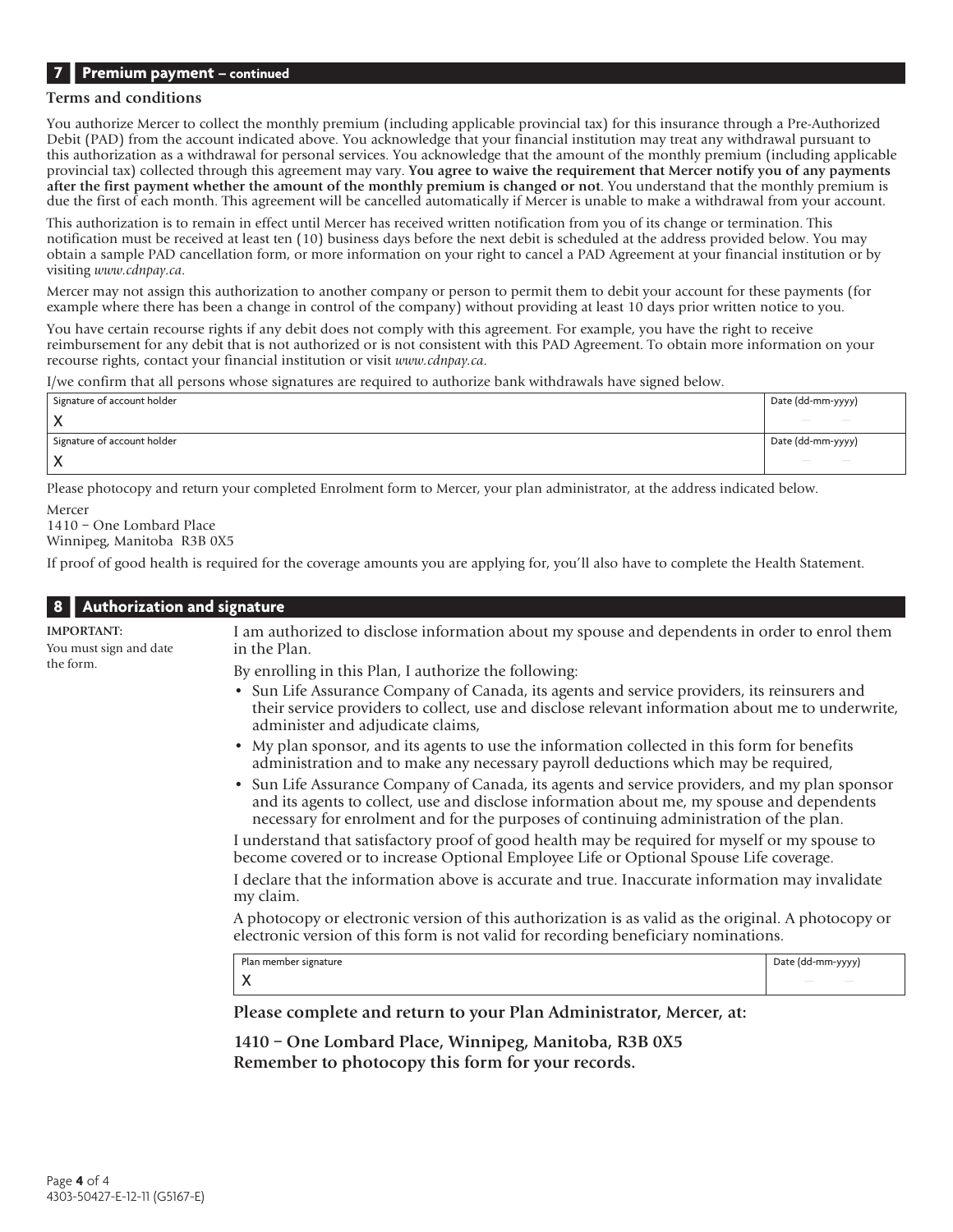## 7 Premium payment – continued

### Terms and conditions

You authorize Mercer to collect the monthly premium (including applicable provincial tax) for this insurance through a Pre-Authorized Debit (PAD) from the account indicated above. You acknowledge that your financial institution may treat any withdrawal pursuant to this authorization as a withdrawal for personal services. You acknowledge that the amount of the monthly premium (including applicable provincial tax) collected through this agreement may vary. **You agree to waive the requirement that Mercer notify you of any payments after the first payment whether the amount of the monthly premium is changed or not**. You understand that the monthly premium is due the first of each month. This agreement will be cancelled automatically if Mercer is unable to make a withdrawal from your account.

This authorization is to remain in effect until Mercer has received written notification from you of its change or termination. This notification must be received at least ten (10) business days before the next debit is scheduled at the address provided below. You may obtain a sample PAD cancellation form, or more information on your right to cancel a PAD Agreement at your financial institution or by visiting *www.cdnpay.ca*.

Mercer may not assign this authorization to another company or person to permit them to debit your account for these payments (for example where there has been a change in control of the company) without providing at least 10 days prior written notice to you.

You have certain recourse rights if any debit does not comply with this agreement. For example, you have the right to receive reimbursement for any debit that is not authorized or is not consistent with this PAD Agreement. To obtain more information on your recourse rights, contact your financial institution or visit *www.cdnpay.ca*.

I/we confirm that all persons whose signatures are required to authorize bank withdrawals have signed below.

| Signature of account holder | Date (dd-mm-yyyy) |
|---|---|
| X | |
| Signature of account holder | Date (dd-mm-yyyy) |
| X | |

Please photocopy and return your completed Enrolment form to Mercer, your plan administrator, at the address indicated below.

Mercer
1410 – One Lombard Place
Winnipeg, Manitoba R3B 0X5

If proof of good health is required for the coverage amounts you are applying for, you'll also have to complete the Health Statement.

## 8 Authorization and signature

**IMPORTANT:** You must sign and date the form.

I am authorized to disclose information about my spouse and dependents in order to enrol them in the Plan.

By enrolling in this Plan, I authorize the following:

- Sun Life Assurance Company of Canada, its agents and service providers, its reinsurers and their service providers to collect, use and disclose relevant information about me to underwrite, administer and adjudicate claims,
- My plan sponsor, and its agents to use the information collected in this form for benefits administration and to make any necessary payroll deductions which may be required,
- Sun Life Assurance Company of Canada, its agents and service providers, and my plan sponsor and its agents to collect, use and disclose information about me, my spouse and dependents necessary for enrolment and for the purposes of continuing administration of the plan.

I understand that satisfactory proof of good health may be required for myself or my spouse to become covered or to increase Optional Employee Life or Optional Spouse Life coverage.

I declare that the information above is accurate and true. Inaccurate information may invalidate my claim.

A photocopy or electronic version of this authorization is as valid as the original. A photocopy or electronic version of this form is not valid for recording beneficiary nominations.

| Plan member signature | Date (dd-mm-yyyy) |
|---|---|
| X | |

**Please complete and return to your Plan Administrator, Mercer, at:**

**1410 – One Lombard Place, Winnipeg, Manitoba, R3B 0X5**
**Remember to photocopy this form for your records.**

4303-50427-E-12-11 (G5167-E)